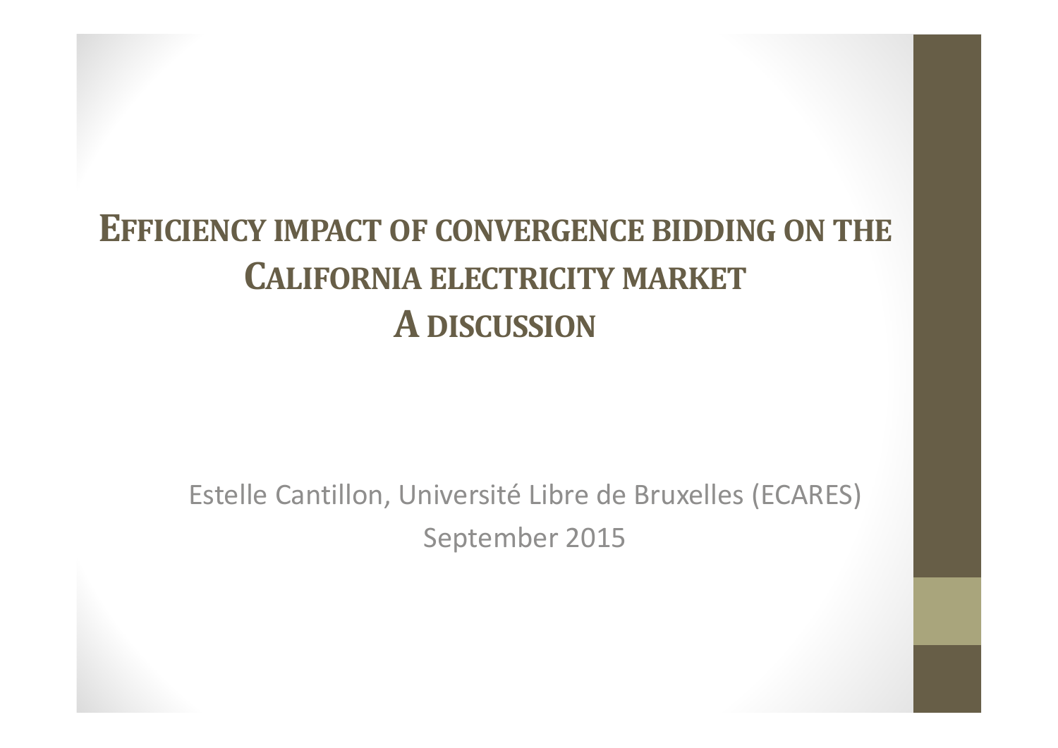# EFFICIENCY IMPACT OF CONVERGENCE BIDDING ON THE CALIFORNIA ELECTRICITY MARKET
# A DISCUSSION

Estelle Cantillon, Université Libre de Bruxelles (ECARES)

September 2015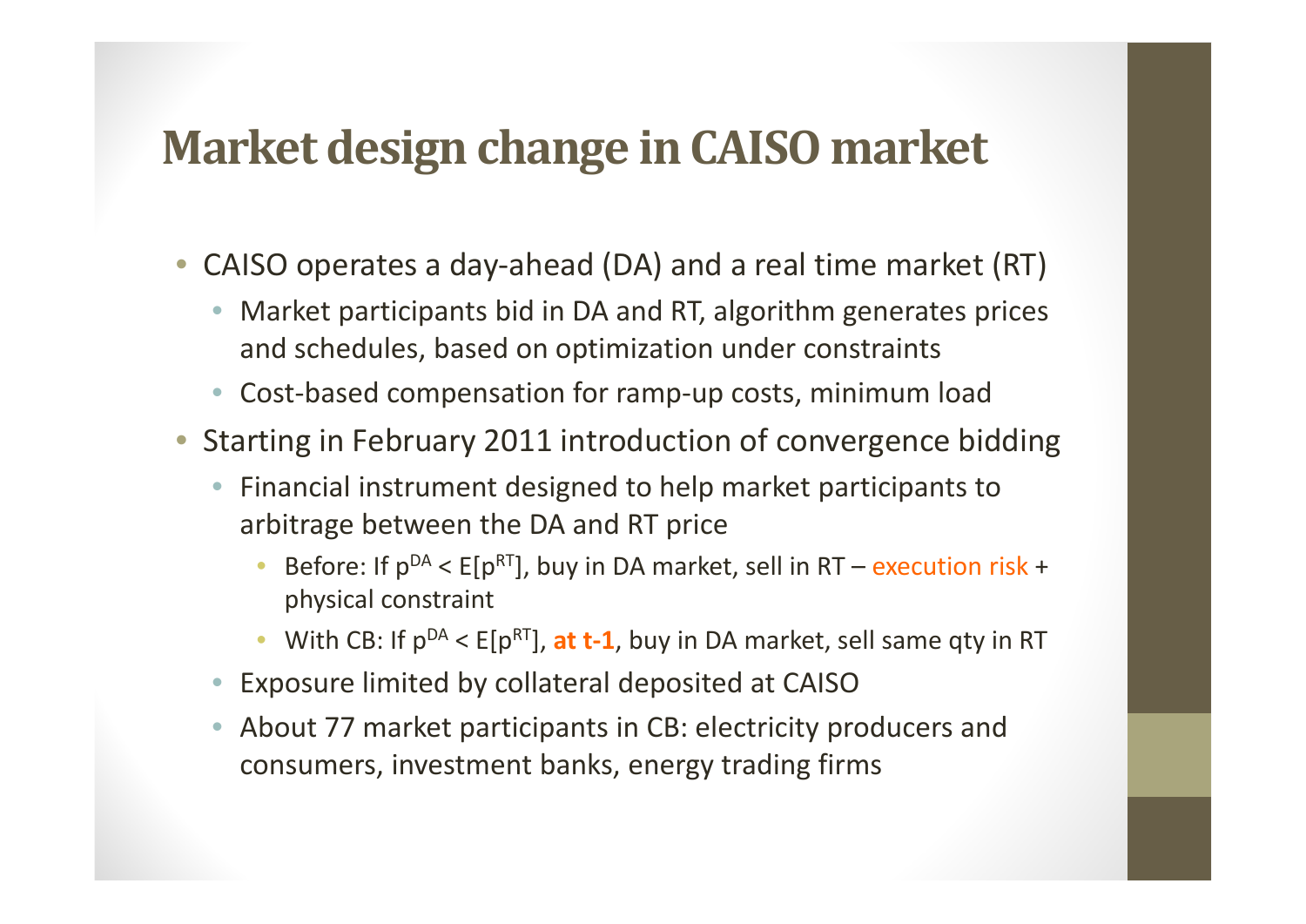# Market design change in CAISO market

- CAISO operates a day-ahead (DA) and a real time market (RT)
  - Market participants bid in DA and RT, algorithm generates prices and schedules, based on optimization under constraints
  - Cost-based compensation for ramp-up costs, minimum load
- Starting in February 2011 introduction of convergence bidding
  - Financial instrument designed to help market participants to arbitrage between the DA and RT price
    - Before: If $p^{DA} < E[p^{RT}]$, buy in DA market, sell in RT – execution risk + physical constraint
    - With CB: If $p^{DA} < E[p^{RT}]$, **at t-1**, buy in DA market, sell same qty in RT
  - Exposure limited by collateral deposited at CAISO
  - About 77 market participants in CB: electricity producers and consumers, investment banks, energy trading firms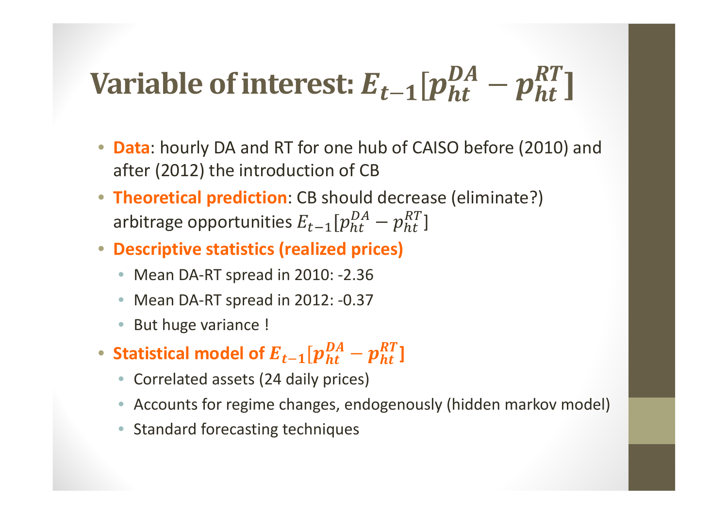# Variable of interest: $E_{t-1}[p_{ht}^{DA} - p_{ht}^{RT}]$

- **Data**: hourly DA and RT for one hub of CAISO before (2010) and after (2012) the introduction of CB
- **Theoretical prediction**: CB should decrease (eliminate?) arbitrage opportunities $E_{t-1}[p_{ht}^{DA} - p_{ht}^{RT}]$
- **Descriptive statistics (realized prices)**
  - Mean DA-RT spread in 2010: -2.36
  - Mean DA-RT spread in 2012: -0.37
  - But huge variance !
- **Statistical model of $E_{t-1}[p_{ht}^{DA} - p_{ht}^{RT}]$**
  - Correlated assets (24 daily prices)
  - Accounts for regime changes, endogenously (hidden markov model)
  - Standard forecasting techniques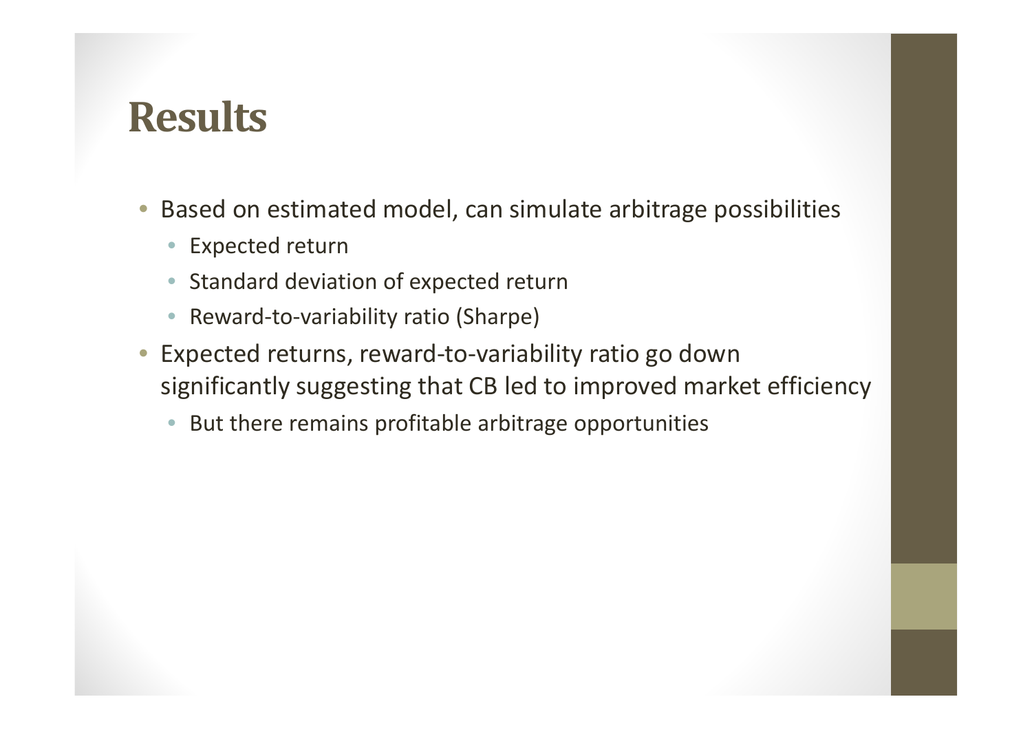# Results

- Based on estimated model, can simulate arbitrage possibilities
  - Expected return
  - Standard deviation of expected return
  - Reward-to-variability ratio (Sharpe)
- Expected returns, reward-to-variability ratio go down significantly suggesting that CB led to improved market efficiency
  - But there remains profitable arbitrage opportunities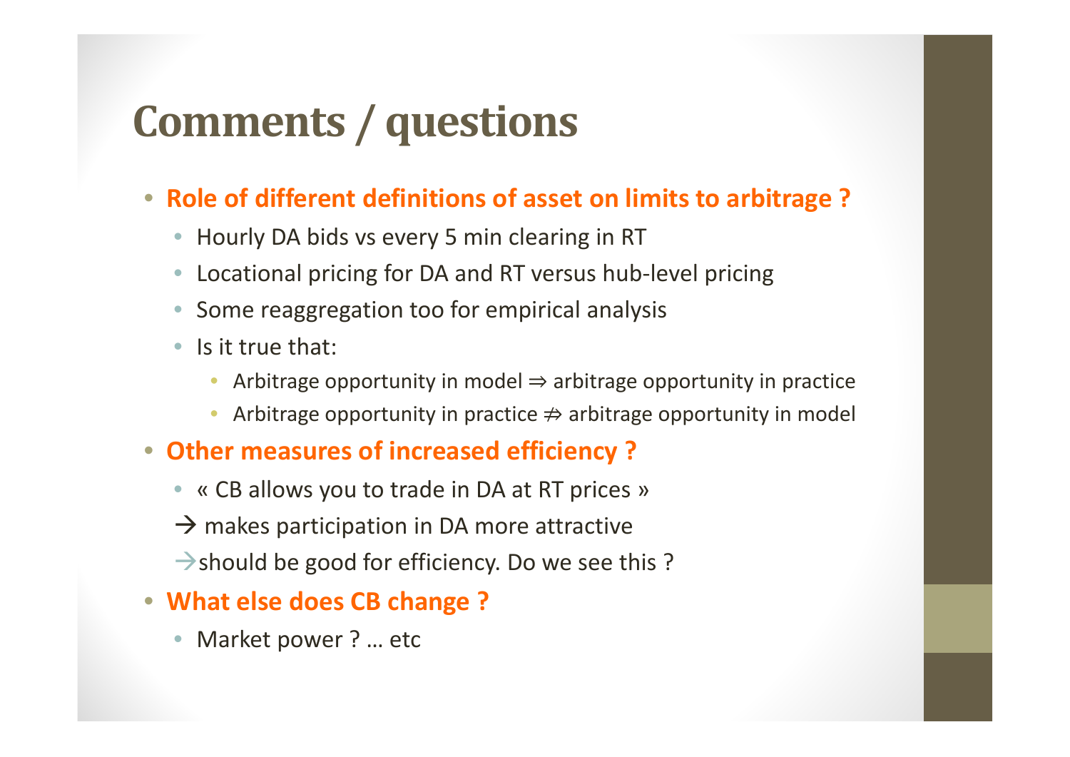# Comments / questions

- **Role of different definitions of asset on limits to arbitrage ?**
  - Hourly DA bids vs every 5 min clearing in RT
  - Locational pricing for DA and RT versus hub-level pricing
  - Some reaggregation too for empirical analysis
  - Is it true that:
    - Arbitrage opportunity in model $\Rightarrow$ arbitrage opportunity in practice
    - Arbitrage opportunity in practice $\not\Rightarrow$ arbitrage opportunity in model
- **Other measures of increased efficiency ?**
  - « CB allows you to trade in DA at RT prices »
  - → makes participation in DA more attractive
  - → should be good for efficiency. Do we see this ?
- **What else does CB change ?**
  - Market power ? … etc